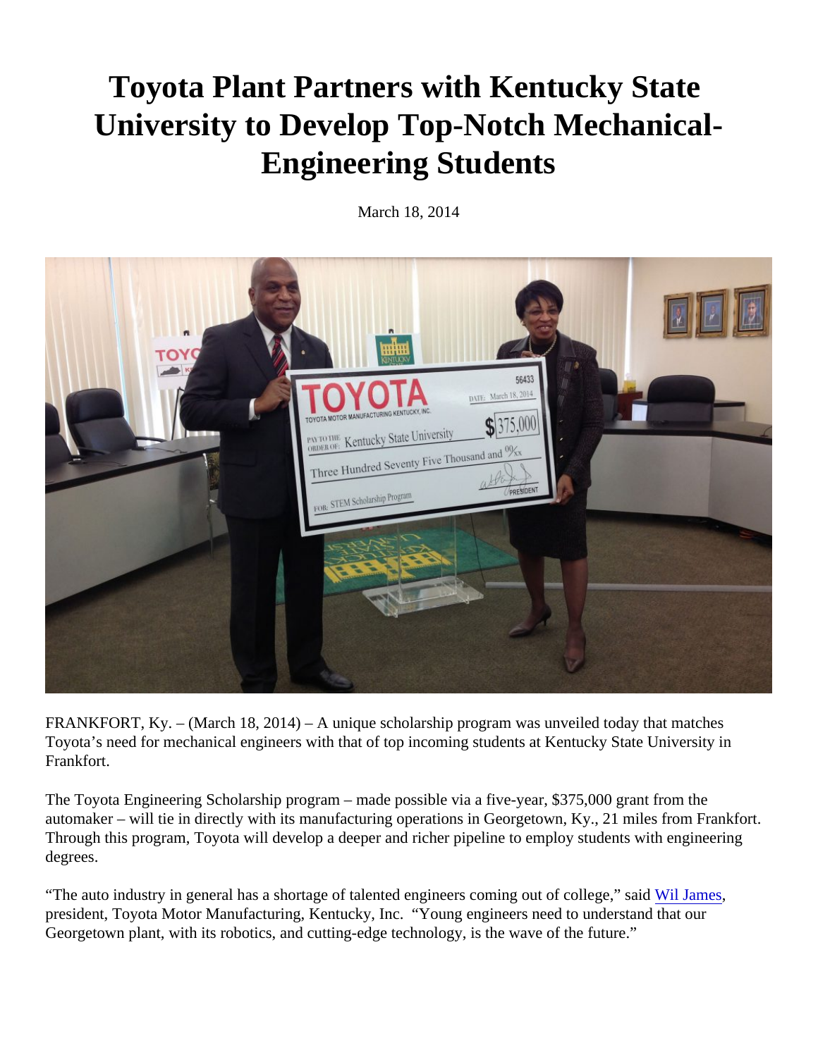# Toyota Plant Partners with Kentucky State University to Develop Top-Notch Mechanical-Engineering Students

March 18, 2014

FRANKFORT, Ky. – (March 18, 2014) – A unique scholarship program was unveiled today that matches Toyota's need for mechanical engineers with that of top incoming students at Kentucky State University in Frankfort.

The Toyota Engineering Scholarship program – made possible via a five-year, $375,000 grant from the automaker – will tie in directly with its manufacturing operations in Georgetown, Ky., 21 miles from Frankfort. Through this program, Toyota will develop a deeper and richer pipeline to employ students with engineering degrees.

"The auto industry in general has a shortage of talented engineers coming out of college," said Wil James, president, Toyota Motor Manufacturing, Kentucky, Inc. "Young engineers need to understand that our Georgetown plant, with its robotics, and cutting-edge technology, is the wave of the future."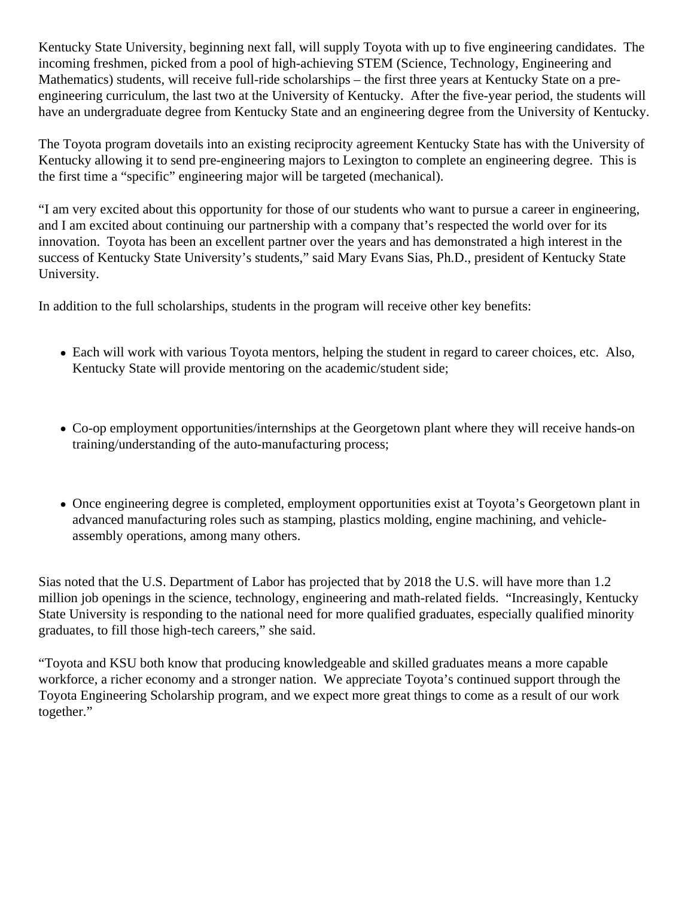Kentucky State University, beginning next fall, will supply Toyota with up to five engineering candidates. The incoming freshmen, picked from a pool of high-achieving STEM (Science, Technology, Engineering and Mathematics) students, will receive full-ride scholarships – the first three years at Kentucky State on a pre-engineering curriculum, the last two at the University of Kentucky. After the five-year period, the students will have an undergraduate degree from Kentucky State and an engineering degree from the University of Kentucky.

The Toyota program dovetails into an existing reciprocity agreement Kentucky State has with the University of Kentucky allowing it to send pre-engineering majors to Lexington to complete an engineering degree. This is the first time a "specific" engineering major will be targeted (mechanical).

"I am very excited about this opportunity for those of our students who want to pursue a career in engineering, and I am excited about continuing our partnership with a company that's respected the world over for its innovation. Toyota has been an excellent partner over the years and has demonstrated a high interest in the success of Kentucky State University's students," said Mary Evans Sias, Ph.D., president of Kentucky State University.

In addition to the full scholarships, students in the program will receive other key benefits:

- Each will work with various Toyota mentors, helping the student in regard to career choices, etc. Also, Kentucky State will provide mentoring on the academic/student side;
- Co-op employment opportunities/internships at the Georgetown plant where they will receive hands-on training/understanding of the auto-manufacturing process;
- Once engineering degree is completed, employment opportunities exist at Toyota's Georgetown plant in advanced manufacturing roles such as stamping, plastics molding, engine machining, and vehicle-assembly operations, among many others.

Sias noted that the U.S. Department of Labor has projected that by 2018 the U.S. will have more than 1.2 million job openings in the science, technology, engineering and math-related fields. "Increasingly, Kentucky State University is responding to the national need for more qualified graduates, especially qualified minority graduates, to fill those high-tech careers," she said.

"Toyota and KSU both know that producing knowledgeable and skilled graduates means a more capable workforce, a richer economy and a stronger nation. We appreciate Toyota's continued support through the Toyota Engineering Scholarship program, and we expect more great things to come as a result of our work together."